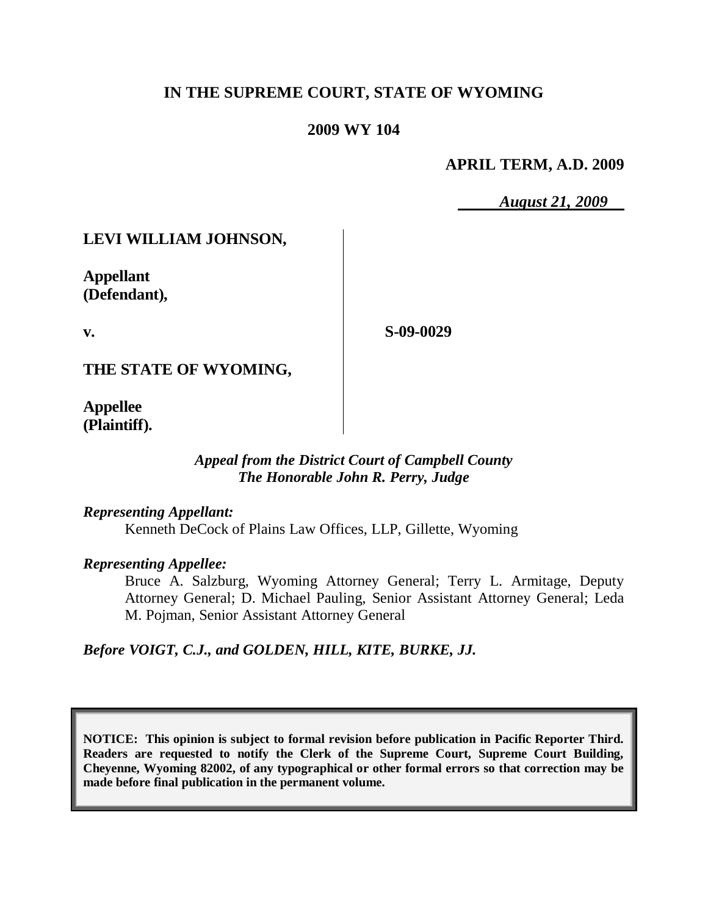**IN THE SUPREME COURT, STATE OF WYOMING**

**2009 WY 104**

**APRIL TERM, A.D. 2009**

***August 21, 2009***

**LEVI WILLIAM JOHNSON,**

**Appellant (Defendant),**

**v.**

**S-09-0029**

**THE STATE OF WYOMING,**

**Appellee (Plaintiff).**

*Appeal from the District Court of Campbell County*
*The Honorable John R. Perry, Judge*

*Representing Appellant:*

Kenneth DeCock of Plains Law Offices, LLP, Gillette, Wyoming

*Representing Appellee:*

Bruce A. Salzburg, Wyoming Attorney General; Terry L. Armitage, Deputy Attorney General; D. Michael Pauling, Senior Assistant Attorney General; Leda M. Pojman, Senior Assistant Attorney General

*Before VOIGT, C.J., and GOLDEN, HILL, KITE, BURKE, JJ.*

**NOTICE: This opinion is subject to formal revision before publication in Pacific Reporter Third. Readers are requested to notify the Clerk of the Supreme Court, Supreme Court Building, Cheyenne, Wyoming 82002, of any typographical or other formal errors so that correction may be made before final publication in the permanent volume.**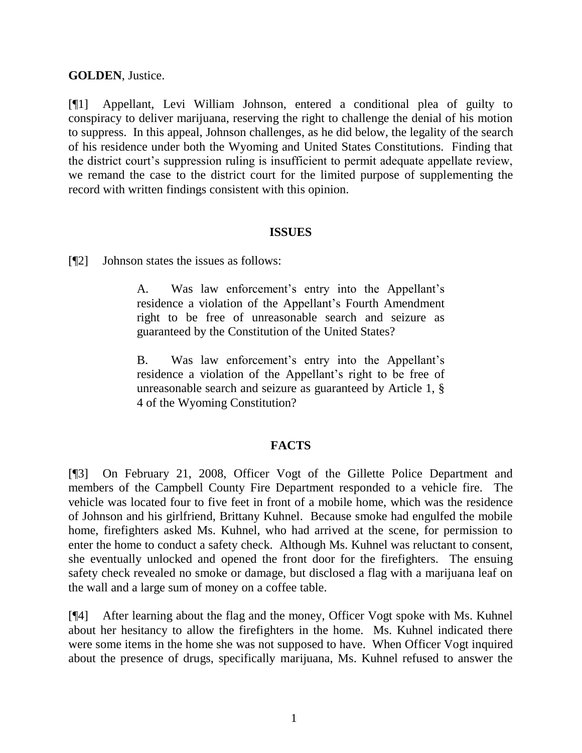**GOLDEN**, Justice.

[¶1] Appellant, Levi William Johnson, entered a conditional plea of guilty to conspiracy to deliver marijuana, reserving the right to challenge the denial of his motion to suppress. In this appeal, Johnson challenges, as he did below, the legality of the search of his residence under both the Wyoming and United States Constitutions. Finding that the district court's suppression ruling is insufficient to permit adequate appellate review, we remand the case to the district court for the limited purpose of supplementing the record with written findings consistent with this opinion.

## ISSUES

[¶2] Johnson states the issues as follows:

> A. Was law enforcement's entry into the Appellant's residence a violation of the Appellant's Fourth Amendment right to be free of unreasonable search and seizure as guaranteed by the Constitution of the United States?
>
> B. Was law enforcement's entry into the Appellant's residence a violation of the Appellant's right to be free of unreasonable search and seizure as guaranteed by Article 1, § 4 of the Wyoming Constitution?

## FACTS

[¶3] On February 21, 2008, Officer Vogt of the Gillette Police Department and members of the Campbell County Fire Department responded to a vehicle fire. The vehicle was located four to five feet in front of a mobile home, which was the residence of Johnson and his girlfriend, Brittany Kuhnel. Because smoke had engulfed the mobile home, firefighters asked Ms. Kuhnel, who had arrived at the scene, for permission to enter the home to conduct a safety check. Although Ms. Kuhnel was reluctant to consent, she eventually unlocked and opened the front door for the firefighters. The ensuing safety check revealed no smoke or damage, but disclosed a flag with a marijuana leaf on the wall and a large sum of money on a coffee table.

[¶4] After learning about the flag and the money, Officer Vogt spoke with Ms. Kuhnel about her hesitancy to allow the firefighters in the home. Ms. Kuhnel indicated there were some items in the home she was not supposed to have. When Officer Vogt inquired about the presence of drugs, specifically marijuana, Ms. Kuhnel refused to answer the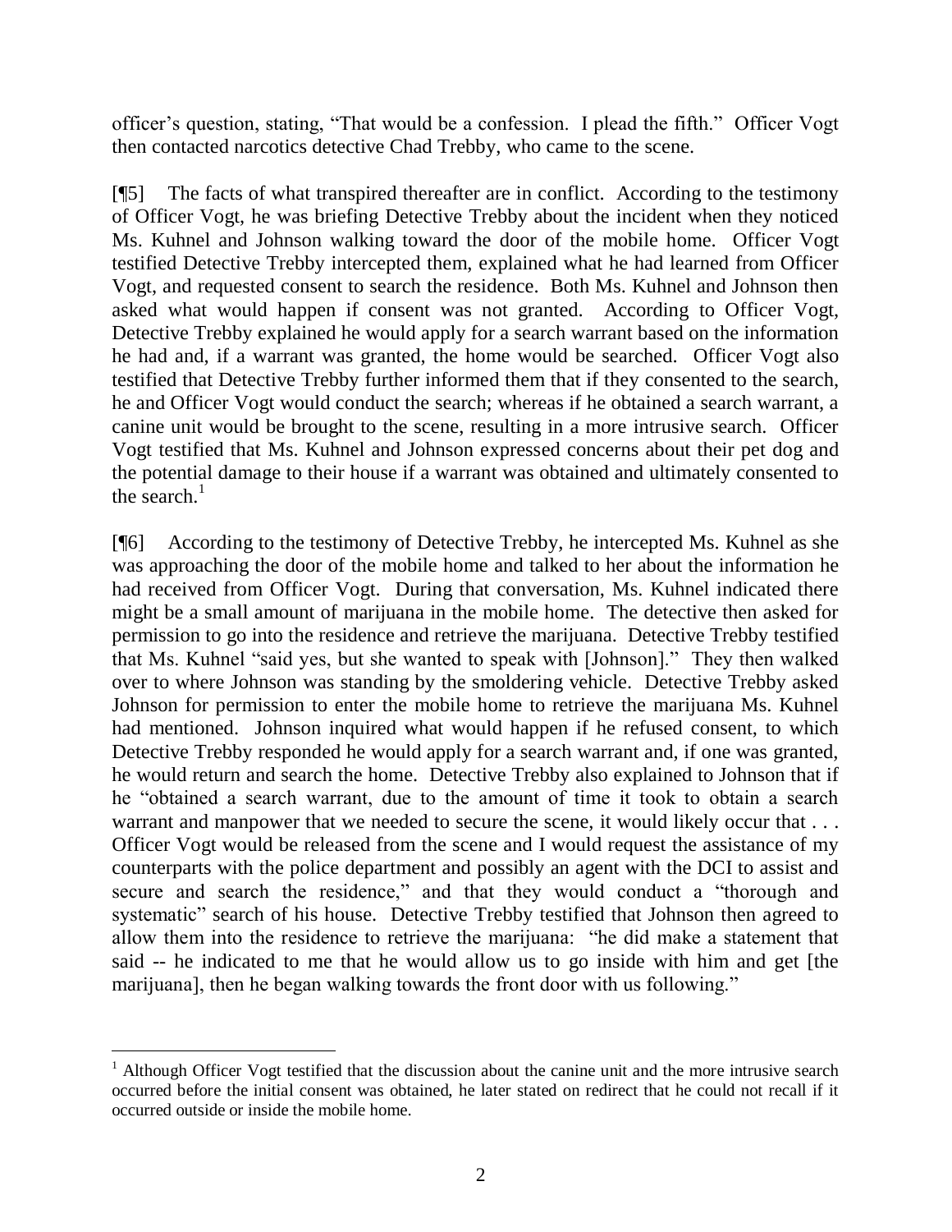officer's question, stating, "That would be a confession. I plead the fifth." Officer Vogt then contacted narcotics detective Chad Trebby, who came to the scene.

[¶5] The facts of what transpired thereafter are in conflict. According to the testimony of Officer Vogt, he was briefing Detective Trebby about the incident when they noticed Ms. Kuhnel and Johnson walking toward the door of the mobile home. Officer Vogt testified Detective Trebby intercepted them, explained what he had learned from Officer Vogt, and requested consent to search the residence. Both Ms. Kuhnel and Johnson then asked what would happen if consent was not granted. According to Officer Vogt, Detective Trebby explained he would apply for a search warrant based on the information he had and, if a warrant was granted, the home would be searched. Officer Vogt also testified that Detective Trebby further informed them that if they consented to the search, he and Officer Vogt would conduct the search; whereas if he obtained a search warrant, a canine unit would be brought to the scene, resulting in a more intrusive search. Officer Vogt testified that Ms. Kuhnel and Johnson expressed concerns about their pet dog and the potential damage to their house if a warrant was obtained and ultimately consented to the search.[1]

[¶6] According to the testimony of Detective Trebby, he intercepted Ms. Kuhnel as she was approaching the door of the mobile home and talked to her about the information he had received from Officer Vogt. During that conversation, Ms. Kuhnel indicated there might be a small amount of marijuana in the mobile home. The detective then asked for permission to go into the residence and retrieve the marijuana. Detective Trebby testified that Ms. Kuhnel "said yes, but she wanted to speak with [Johnson]." They then walked over to where Johnson was standing by the smoldering vehicle. Detective Trebby asked Johnson for permission to enter the mobile home to retrieve the marijuana Ms. Kuhnel had mentioned. Johnson inquired what would happen if he refused consent, to which Detective Trebby responded he would apply for a search warrant and, if one was granted, he would return and search the home. Detective Trebby also explained to Johnson that if he "obtained a search warrant, due to the amount of time it took to obtain a search warrant and manpower that we needed to secure the scene, it would likely occur that . . . Officer Vogt would be released from the scene and I would request the assistance of my counterparts with the police department and possibly an agent with the DCI to assist and secure and search the residence," and that they would conduct a "thorough and systematic" search of his house. Detective Trebby testified that Johnson then agreed to allow them into the residence to retrieve the marijuana: "he did make a statement that said -- he indicated to me that he would allow us to go inside with him and get [the marijuana], then he began walking towards the front door with us following."

---

[1] Although Officer Vogt testified that the discussion about the canine unit and the more intrusive search occurred before the initial consent was obtained, he later stated on redirect that he could not recall if it occurred outside or inside the mobile home.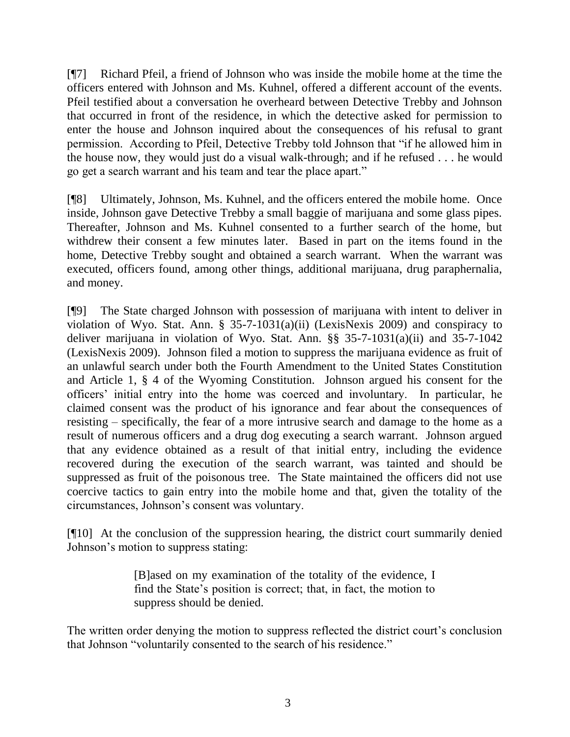[¶7] Richard Pfeil, a friend of Johnson who was inside the mobile home at the time the officers entered with Johnson and Ms. Kuhnel, offered a different account of the events. Pfeil testified about a conversation he overheard between Detective Trebby and Johnson that occurred in front of the residence, in which the detective asked for permission to enter the house and Johnson inquired about the consequences of his refusal to grant permission. According to Pfeil, Detective Trebby told Johnson that "if he allowed him in the house now, they would just do a visual walk-through; and if he refused . . . he would go get a search warrant and his team and tear the place apart."

[¶8] Ultimately, Johnson, Ms. Kuhnel, and the officers entered the mobile home. Once inside, Johnson gave Detective Trebby a small baggie of marijuana and some glass pipes. Thereafter, Johnson and Ms. Kuhnel consented to a further search of the home, but withdrew their consent a few minutes later. Based in part on the items found in the home, Detective Trebby sought and obtained a search warrant. When the warrant was executed, officers found, among other things, additional marijuana, drug paraphernalia, and money.

[¶9] The State charged Johnson with possession of marijuana with intent to deliver in violation of Wyo. Stat. Ann. § 35-7-1031(a)(ii) (LexisNexis 2009) and conspiracy to deliver marijuana in violation of Wyo. Stat. Ann. §§ 35-7-1031(a)(ii) and 35-7-1042 (LexisNexis 2009). Johnson filed a motion to suppress the marijuana evidence as fruit of an unlawful search under both the Fourth Amendment to the United States Constitution and Article 1, § 4 of the Wyoming Constitution. Johnson argued his consent for the officers' initial entry into the home was coerced and involuntary. In particular, he claimed consent was the product of his ignorance and fear about the consequences of resisting – specifically, the fear of a more intrusive search and damage to the home as a result of numerous officers and a drug dog executing a search warrant. Johnson argued that any evidence obtained as a result of that initial entry, including the evidence recovered during the execution of the search warrant, was tainted and should be suppressed as fruit of the poisonous tree. The State maintained the officers did not use coercive tactics to gain entry into the mobile home and that, given the totality of the circumstances, Johnson's consent was voluntary.

[¶10] At the conclusion of the suppression hearing, the district court summarily denied Johnson's motion to suppress stating:

> [B]ased on my examination of the totality of the evidence, I find the State's position is correct; that, in fact, the motion to suppress should be denied.

The written order denying the motion to suppress reflected the district court's conclusion that Johnson "voluntarily consented to the search of his residence."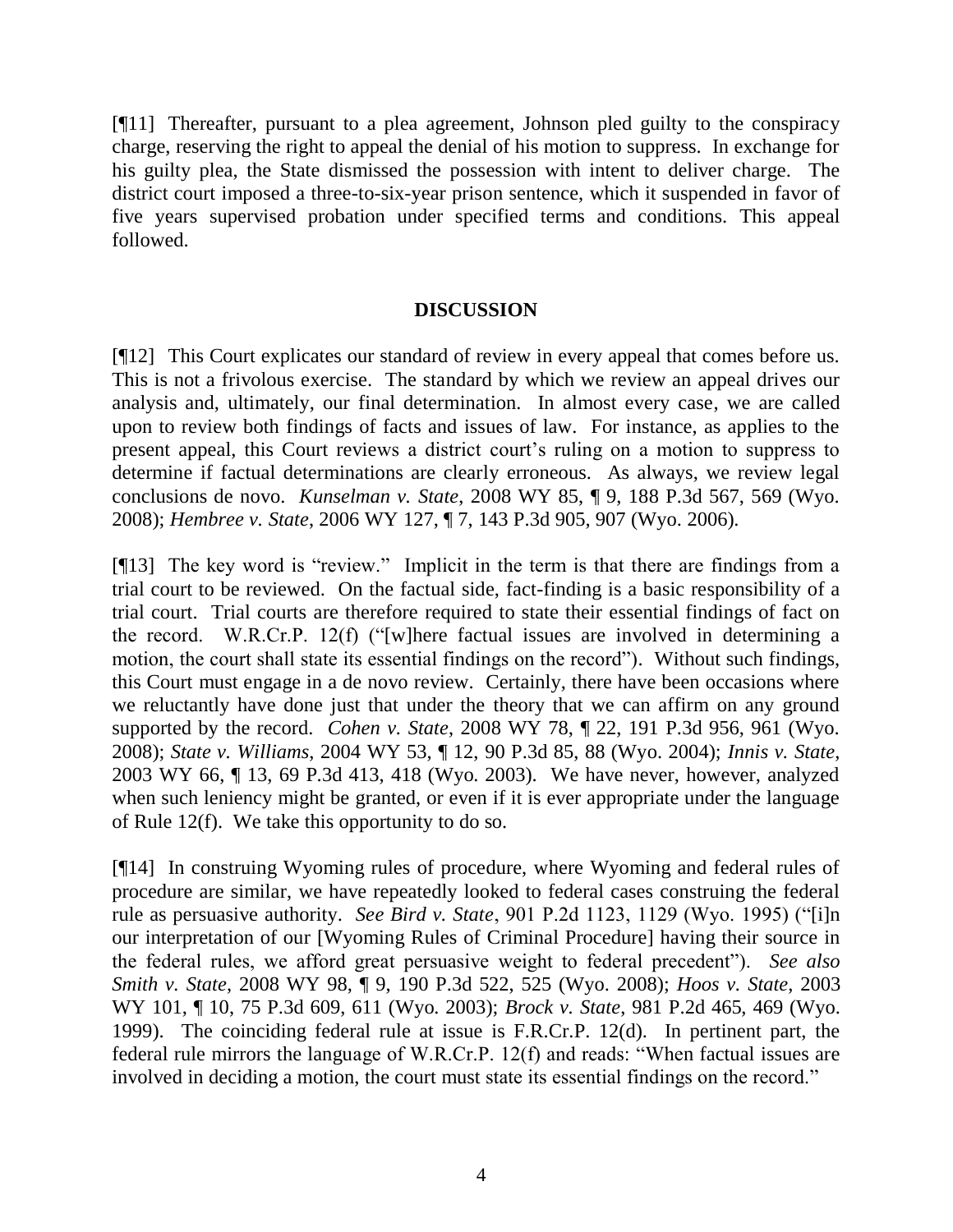[¶11] Thereafter, pursuant to a plea agreement, Johnson pled guilty to the conspiracy charge, reserving the right to appeal the denial of his motion to suppress. In exchange for his guilty plea, the State dismissed the possession with intent to deliver charge. The district court imposed a three-to-six-year prison sentence, which it suspended in favor of five years supervised probation under specified terms and conditions. This appeal followed.

## DISCUSSION

[¶12] This Court explicates our standard of review in every appeal that comes before us. This is not a frivolous exercise. The standard by which we review an appeal drives our analysis and, ultimately, our final determination. In almost every case, we are called upon to review both findings of facts and issues of law. For instance, as applies to the present appeal, this Court reviews a district court's ruling on a motion to suppress to determine if factual determinations are clearly erroneous. As always, we review legal conclusions de novo. *Kunselman v. State*, 2008 WY 85, ¶ 9, 188 P.3d 567, 569 (Wyo. 2008); *Hembree v. State*, 2006 WY 127, ¶ 7, 143 P.3d 905, 907 (Wyo. 2006).

[¶13] The key word is "review." Implicit in the term is that there are findings from a trial court to be reviewed. On the factual side, fact-finding is a basic responsibility of a trial court. Trial courts are therefore required to state their essential findings of fact on the record. W.R.Cr.P. 12(f) ("[w]here factual issues are involved in determining a motion, the court shall state its essential findings on the record"). Without such findings, this Court must engage in a de novo review. Certainly, there have been occasions where we reluctantly have done just that under the theory that we can affirm on any ground supported by the record. *Cohen v. State*, 2008 WY 78, ¶ 22, 191 P.3d 956, 961 (Wyo. 2008); *State v. Williams*, 2004 WY 53, ¶ 12, 90 P.3d 85, 88 (Wyo. 2004); *Innis v. State*, 2003 WY 66, ¶ 13, 69 P.3d 413, 418 (Wyo. 2003). We have never, however, analyzed when such leniency might be granted, or even if it is ever appropriate under the language of Rule 12(f). We take this opportunity to do so.

[¶14] In construing Wyoming rules of procedure, where Wyoming and federal rules of procedure are similar, we have repeatedly looked to federal cases construing the federal rule as persuasive authority. *See Bird v. State*, 901 P.2d 1123, 1129 (Wyo. 1995) ("[i]n our interpretation of our [Wyoming Rules of Criminal Procedure] having their source in the federal rules, we afford great persuasive weight to federal precedent"). *See also Smith v. State*, 2008 WY 98, ¶ 9, 190 P.3d 522, 525 (Wyo. 2008); *Hoos v. State*, 2003 WY 101, ¶ 10, 75 P.3d 609, 611 (Wyo. 2003); *Brock v. State*, 981 P.2d 465, 469 (Wyo. 1999). The coinciding federal rule at issue is F.R.Cr.P. 12(d). In pertinent part, the federal rule mirrors the language of W.R.Cr.P. 12(f) and reads: "When factual issues are involved in deciding a motion, the court must state its essential findings on the record."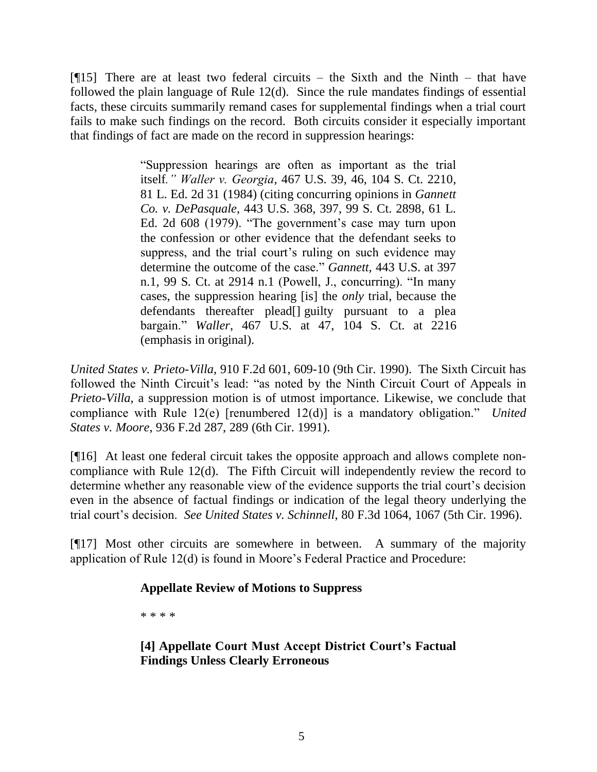[¶15] There are at least two federal circuits – the Sixth and the Ninth – that have followed the plain language of Rule 12(d). Since the rule mandates findings of essential facts, these circuits summarily remand cases for supplemental findings when a trial court fails to make such findings on the record. Both circuits consider it especially important that findings of fact are made on the record in suppression hearings:

> "Suppression hearings are often as important as the trial itself*." Waller v. Georgia*, 467 U.S. 39, 46, 104 S. Ct. 2210, 81 L. Ed. 2d 31 (1984) (citing concurring opinions in *Gannett Co. v. DePasquale*, 443 U.S. 368, 397, 99 S. Ct. 2898, 61 L. Ed. 2d 608 (1979). "The government's case may turn upon the confession or other evidence that the defendant seeks to suppress, and the trial court's ruling on such evidence may determine the outcome of the case." *Gannett*, 443 U.S. at 397 n.1, 99 S. Ct. at 2914 n.1 (Powell, J., concurring). "In many cases, the suppression hearing [is] the *only* trial, because the defendants thereafter plead[] guilty pursuant to a plea bargain." *Waller*, 467 U.S. at 47, 104 S. Ct. at 2216 (emphasis in original).

*United States v. Prieto-Villa*, 910 F.2d 601, 609-10 (9th Cir. 1990). The Sixth Circuit has followed the Ninth Circuit's lead: "as noted by the Ninth Circuit Court of Appeals in *Prieto-Villa*, a suppression motion is of utmost importance. Likewise, we conclude that compliance with Rule 12(e) [renumbered 12(d)] is a mandatory obligation." *United States v. Moore*, 936 F.2d 287, 289 (6th Cir. 1991).

[¶16] At least one federal circuit takes the opposite approach and allows complete non-compliance with Rule 12(d). The Fifth Circuit will independently review the record to determine whether any reasonable view of the evidence supports the trial court's decision even in the absence of factual findings or indication of the legal theory underlying the trial court's decision. *See United States v. Schinnell,* 80 F.3d 1064, 1067 (5th Cir. 1996).

[¶17] Most other circuits are somewhere in between. A summary of the majority application of Rule 12(d) is found in Moore's Federal Practice and Procedure:

> **Appellate Review of Motions to Suppress**
>
> \* \* \* \*
>
> **[4] Appellate Court Must Accept District Court's Factual Findings Unless Clearly Erroneous**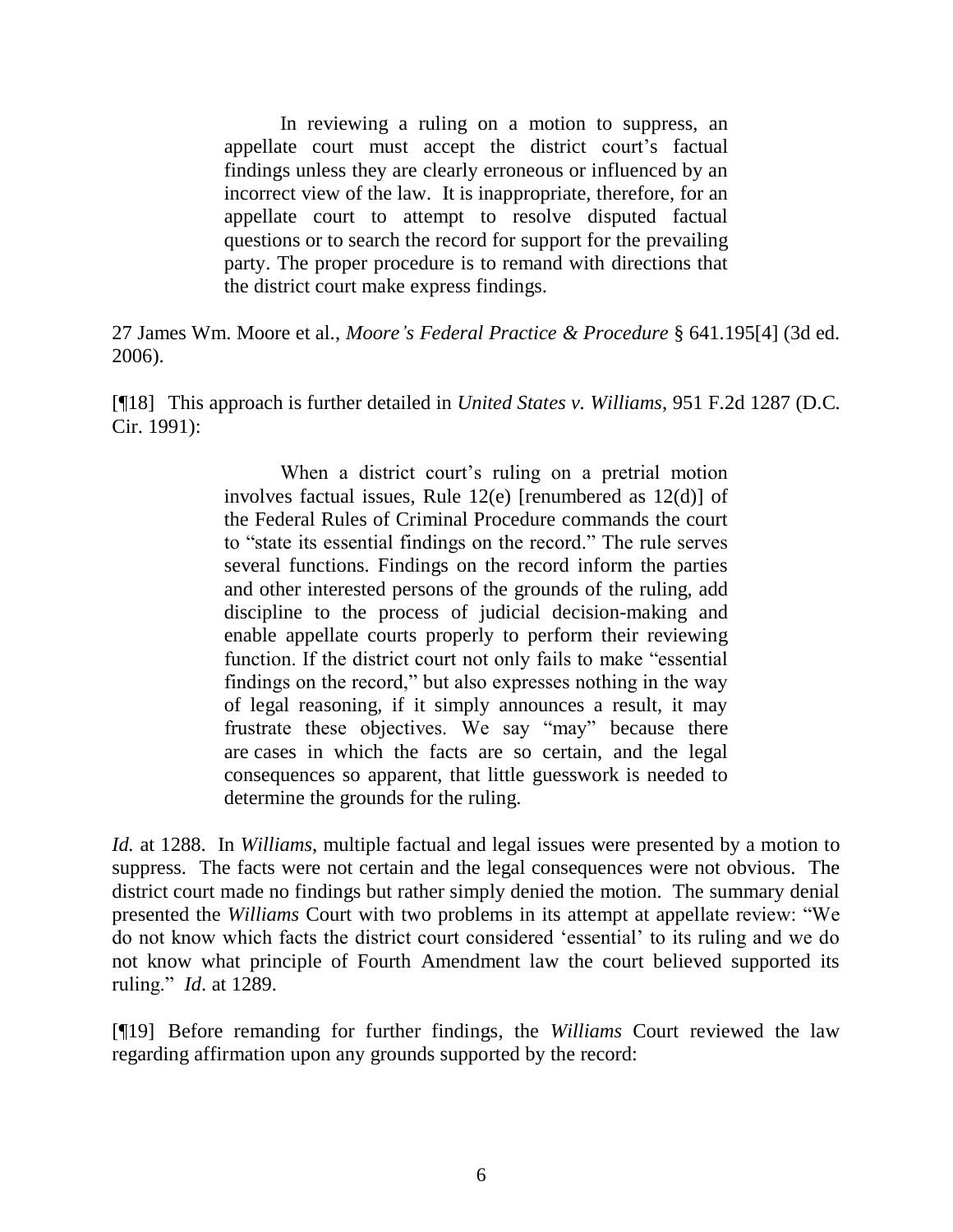> In reviewing a ruling on a motion to suppress, an appellate court must accept the district court's factual findings unless they are clearly erroneous or influenced by an incorrect view of the law. It is inappropriate, therefore, for an appellate court to attempt to resolve disputed factual questions or to search the record for support for the prevailing party. The proper procedure is to remand with directions that the district court make express findings.

27 James Wm. Moore et al., *Moore's Federal Practice & Procedure* § 641.195[4] (3d ed. 2006).

[¶18] This approach is further detailed in *United States v. Williams*, 951 F.2d 1287 (D.C. Cir. 1991):

> When a district court's ruling on a pretrial motion involves factual issues, Rule 12(e) [renumbered as 12(d)] of the Federal Rules of Criminal Procedure commands the court to "state its essential findings on the record." The rule serves several functions. Findings on the record inform the parties and other interested persons of the grounds of the ruling, add discipline to the process of judicial decision-making and enable appellate courts properly to perform their reviewing function. If the district court not only fails to make "essential findings on the record," but also expresses nothing in the way of legal reasoning, if it simply announces a result, it may frustrate these objectives. We say "may" because there are cases in which the facts are so certain, and the legal consequences so apparent, that little guesswork is needed to determine the grounds for the ruling.

*Id.* at 1288. In *Williams*, multiple factual and legal issues were presented by a motion to suppress. The facts were not certain and the legal consequences were not obvious. The district court made no findings but rather simply denied the motion. The summary denial presented the *Williams* Court with two problems in its attempt at appellate review: "We do not know which facts the district court considered 'essential' to its ruling and we do not know what principle of Fourth Amendment law the court believed supported its ruling." *Id*. at 1289.

[¶19] Before remanding for further findings, the *Williams* Court reviewed the law regarding affirmation upon any grounds supported by the record: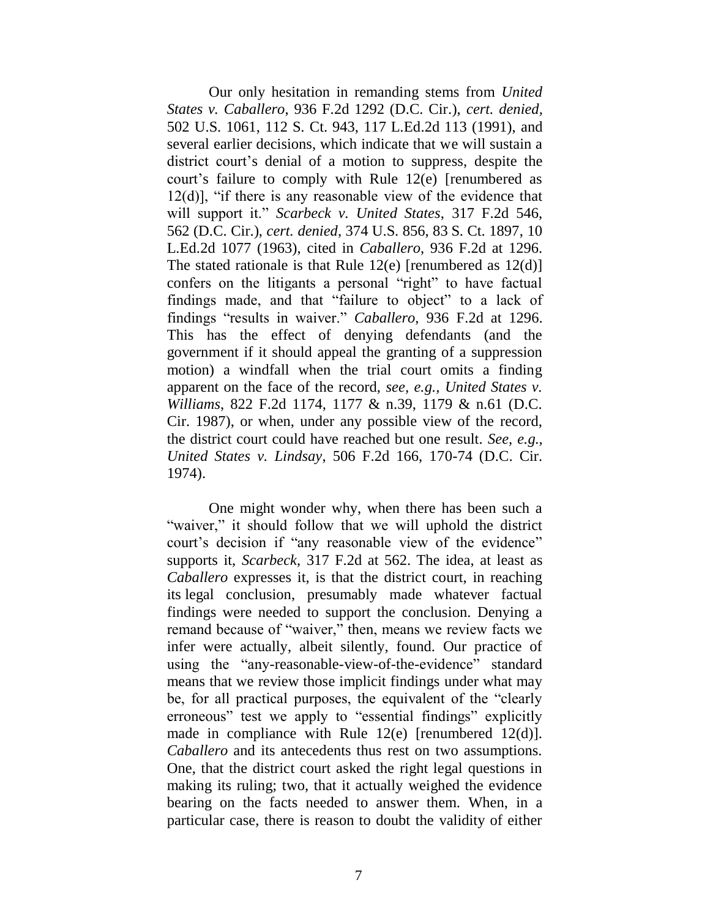Our only hesitation in remanding stems from *United States v. Caballero*, 936 F.2d 1292 (D.C. Cir.), *cert. denied*, 502 U.S. 1061, 112 S. Ct. 943, 117 L.Ed.2d 113 (1991), and several earlier decisions, which indicate that we will sustain a district court's denial of a motion to suppress, despite the court's failure to comply with Rule 12(e) [renumbered as 12(d)], "if there is any reasonable view of the evidence that will support it." *Scarbeck v. United States*, 317 F.2d 546, 562 (D.C. Cir.), *cert. denied*, 374 U.S. 856, 83 S. Ct. 1897, 10 L.Ed.2d 1077 (1963), cited in *Caballero*, 936 F.2d at 1296. The stated rationale is that Rule 12(e) [renumbered as 12(d)] confers on the litigants a personal "right" to have factual findings made, and that "failure to object" to a lack of findings "results in waiver." *Caballero*, 936 F.2d at 1296. This has the effect of denying defendants (and the government if it should appeal the granting of a suppression motion) a windfall when the trial court omits a finding apparent on the face of the record, *see, e.g.*, *United States v. Williams*, 822 F.2d 1174, 1177 & n.39, 1179 & n.61 (D.C. Cir. 1987), or when, under any possible view of the record, the district court could have reached but one result. *See, e.g.*, *United States v. Lindsay*, 506 F.2d 166, 170-74 (D.C. Cir. 1974).

One might wonder why, when there has been such a "waiver," it should follow that we will uphold the district court's decision if "any reasonable view of the evidence" supports it, *Scarbeck*, 317 F.2d at 562. The idea, at least as *Caballero* expresses it, is that the district court, in reaching its legal conclusion, presumably made whatever factual findings were needed to support the conclusion. Denying a remand because of "waiver," then, means we review facts we infer were actually, albeit silently, found. Our practice of using the "any-reasonable-view-of-the-evidence" standard means that we review those implicit findings under what may be, for all practical purposes, the equivalent of the "clearly erroneous" test we apply to "essential findings" explicitly made in compliance with Rule 12(e) [renumbered 12(d)]. *Caballero* and its antecedents thus rest on two assumptions. One, that the district court asked the right legal questions in making its ruling; two, that it actually weighed the evidence bearing on the facts needed to answer them. When, in a particular case, there is reason to doubt the validity of either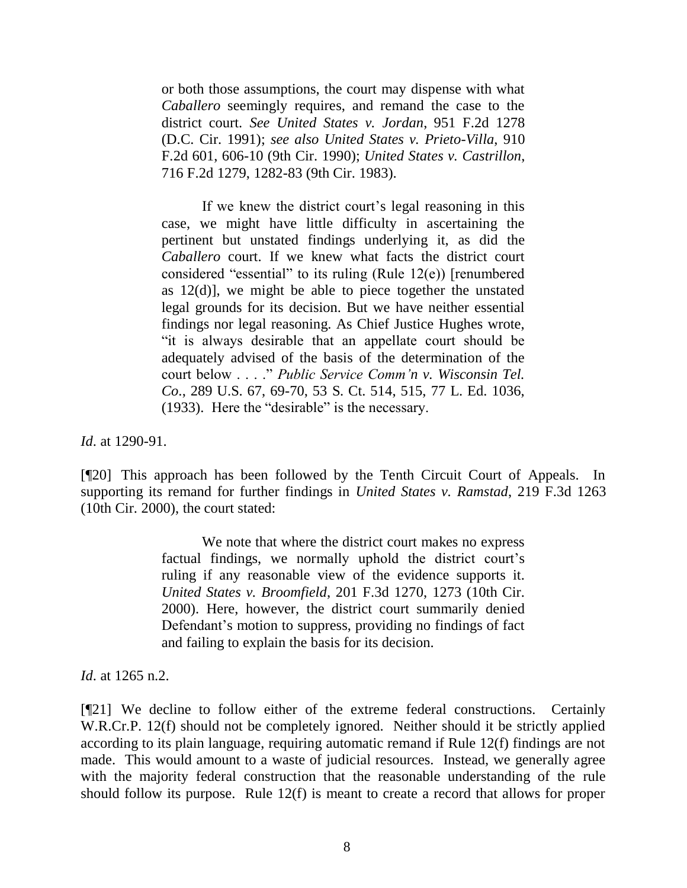> or both those assumptions, the court may dispense with what *Caballero* seemingly requires, and remand the case to the district court. *See United States v. Jordan*, 951 F.2d 1278 (D.C. Cir. 1991); *see also United States v. Prieto-Villa*, 910 F.2d 601, 606-10 (9th Cir. 1990); *United States v. Castrillon*, 716 F.2d 1279, 1282-83 (9th Cir. 1983).
>
> If we knew the district court's legal reasoning in this case, we might have little difficulty in ascertaining the pertinent but unstated findings underlying it, as did the *Caballero* court. If we knew what facts the district court considered "essential" to its ruling (Rule 12(e)) [renumbered as 12(d)], we might be able to piece together the unstated legal grounds for its decision. But we have neither essential findings nor legal reasoning. As Chief Justice Hughes wrote, "it is always desirable that an appellate court should be adequately advised of the basis of the determination of the court below . . . ." *Public Service Comm'n v. Wisconsin Tel. Co.*, 289 U.S. 67, 69-70, 53 S. Ct. 514, 515, 77 L. Ed. 1036, (1933). Here the "desirable" is the necessary.

*Id*. at 1290-91.

[¶20] This approach has been followed by the Tenth Circuit Court of Appeals. In supporting its remand for further findings in *United States v. Ramstad*, 219 F.3d 1263 (10th Cir. 2000), the court stated:

> We note that where the district court makes no express factual findings, we normally uphold the district court's ruling if any reasonable view of the evidence supports it. *United States v. Broomfield*, 201 F.3d 1270, 1273 (10th Cir. 2000). Here, however, the district court summarily denied Defendant's motion to suppress, providing no findings of fact and failing to explain the basis for its decision.

*Id*. at 1265 n.2.

[¶21] We decline to follow either of the extreme federal constructions. Certainly W.R.Cr.P. 12(f) should not be completely ignored. Neither should it be strictly applied according to its plain language, requiring automatic remand if Rule 12(f) findings are not made. This would amount to a waste of judicial resources. Instead, we generally agree with the majority federal construction that the reasonable understanding of the rule should follow its purpose. Rule 12(f) is meant to create a record that allows for proper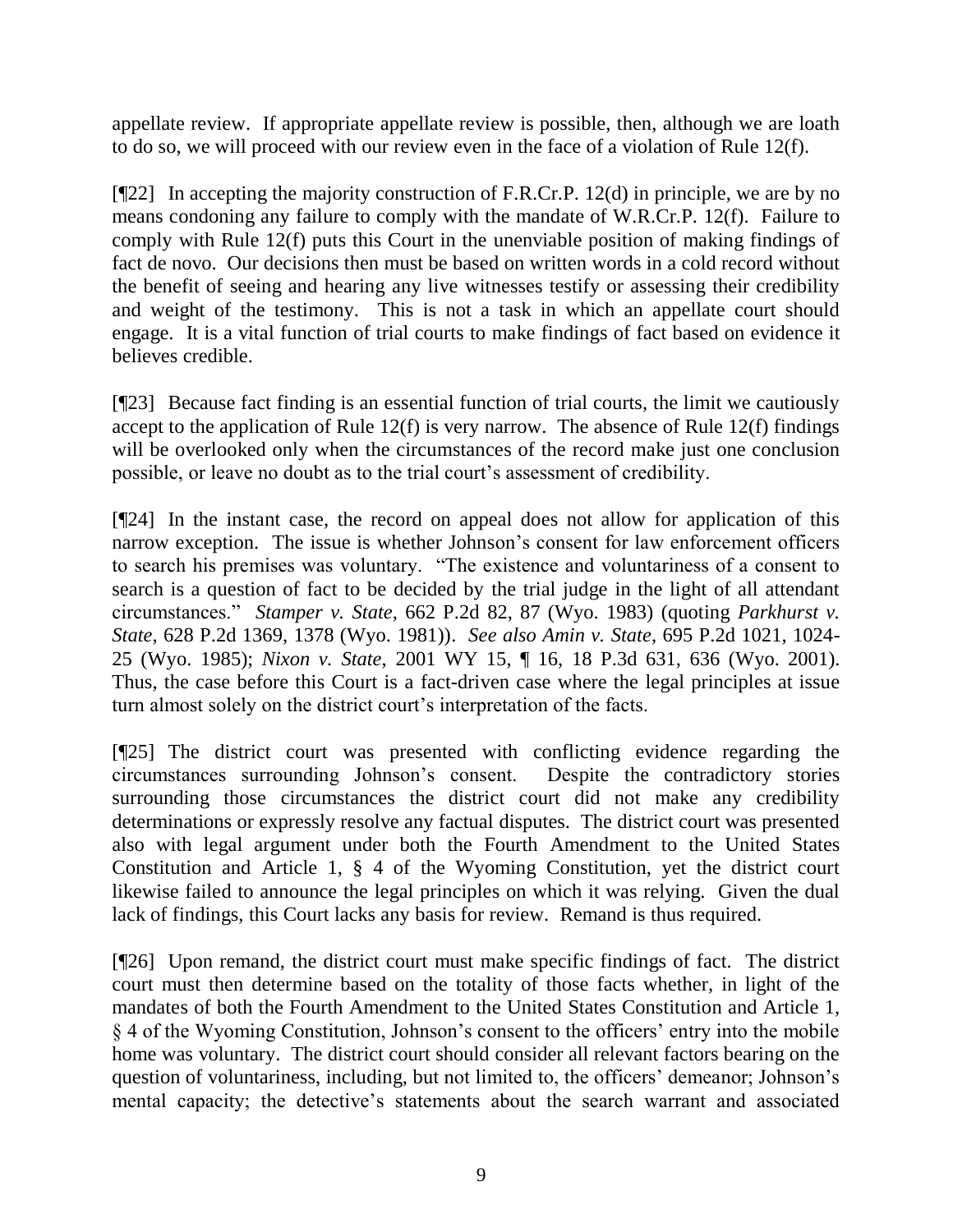appellate review. If appropriate appellate review is possible, then, although we are loath to do so, we will proceed with our review even in the face of a violation of Rule 12(f).

[¶22] In accepting the majority construction of F.R.Cr.P. 12(d) in principle, we are by no means condoning any failure to comply with the mandate of W.R.Cr.P. 12(f). Failure to comply with Rule 12(f) puts this Court in the unenviable position of making findings of fact de novo. Our decisions then must be based on written words in a cold record without the benefit of seeing and hearing any live witnesses testify or assessing their credibility and weight of the testimony. This is not a task in which an appellate court should engage. It is a vital function of trial courts to make findings of fact based on evidence it believes credible.

[¶23] Because fact finding is an essential function of trial courts, the limit we cautiously accept to the application of Rule 12(f) is very narrow. The absence of Rule 12(f) findings will be overlooked only when the circumstances of the record make just one conclusion possible, or leave no doubt as to the trial court's assessment of credibility.

[¶24] In the instant case, the record on appeal does not allow for application of this narrow exception. The issue is whether Johnson's consent for law enforcement officers to search his premises was voluntary. "The existence and voluntariness of a consent to search is a question of fact to be decided by the trial judge in the light of all attendant circumstances." *Stamper v. State*, 662 P.2d 82, 87 (Wyo. 1983) (quoting *Parkhurst v. State*, 628 P.2d 1369, 1378 (Wyo. 1981)). *See also Amin v. State*, 695 P.2d 1021, 1024-25 (Wyo. 1985); *Nixon v. State*, 2001 WY 15, ¶ 16, 18 P.3d 631, 636 (Wyo. 2001). Thus, the case before this Court is a fact-driven case where the legal principles at issue turn almost solely on the district court's interpretation of the facts.

[¶25] The district court was presented with conflicting evidence regarding the circumstances surrounding Johnson's consent. Despite the contradictory stories surrounding those circumstances the district court did not make any credibility determinations or expressly resolve any factual disputes. The district court was presented also with legal argument under both the Fourth Amendment to the United States Constitution and Article 1, § 4 of the Wyoming Constitution, yet the district court likewise failed to announce the legal principles on which it was relying. Given the dual lack of findings, this Court lacks any basis for review. Remand is thus required.

[¶26] Upon remand, the district court must make specific findings of fact. The district court must then determine based on the totality of those facts whether, in light of the mandates of both the Fourth Amendment to the United States Constitution and Article 1, § 4 of the Wyoming Constitution, Johnson's consent to the officers' entry into the mobile home was voluntary. The district court should consider all relevant factors bearing on the question of voluntariness, including, but not limited to, the officers' demeanor; Johnson's mental capacity; the detective's statements about the search warrant and associated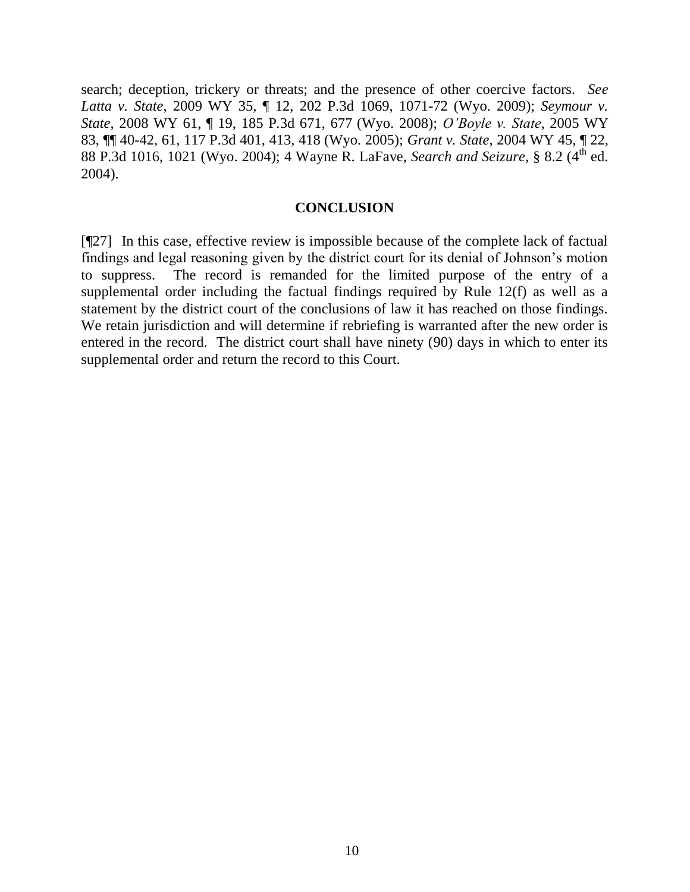search; deception, trickery or threats; and the presence of other coercive factors. *See Latta v. State*, 2009 WY 35, ¶ 12, 202 P.3d 1069, 1071-72 (Wyo. 2009); *Seymour v. State*, 2008 WY 61, ¶ 19, 185 P.3d 671, 677 (Wyo. 2008); *O'Boyle v. State*, 2005 WY 83, ¶¶ 40-42, 61, 117 P.3d 401, 413, 418 (Wyo. 2005); *Grant v. State*, 2004 WY 45, ¶ 22, 88 P.3d 1016, 1021 (Wyo. 2004); 4 Wayne R. LaFave, *Search and Seizure*, § 8.2 (4th ed. 2004).

## CONCLUSION

[¶27] In this case, effective review is impossible because of the complete lack of factual findings and legal reasoning given by the district court for its denial of Johnson's motion to suppress. The record is remanded for the limited purpose of the entry of a supplemental order including the factual findings required by Rule 12(f) as well as a statement by the district court of the conclusions of law it has reached on those findings. We retain jurisdiction and will determine if rebriefing is warranted after the new order is entered in the record. The district court shall have ninety (90) days in which to enter its supplemental order and return the record to this Court.